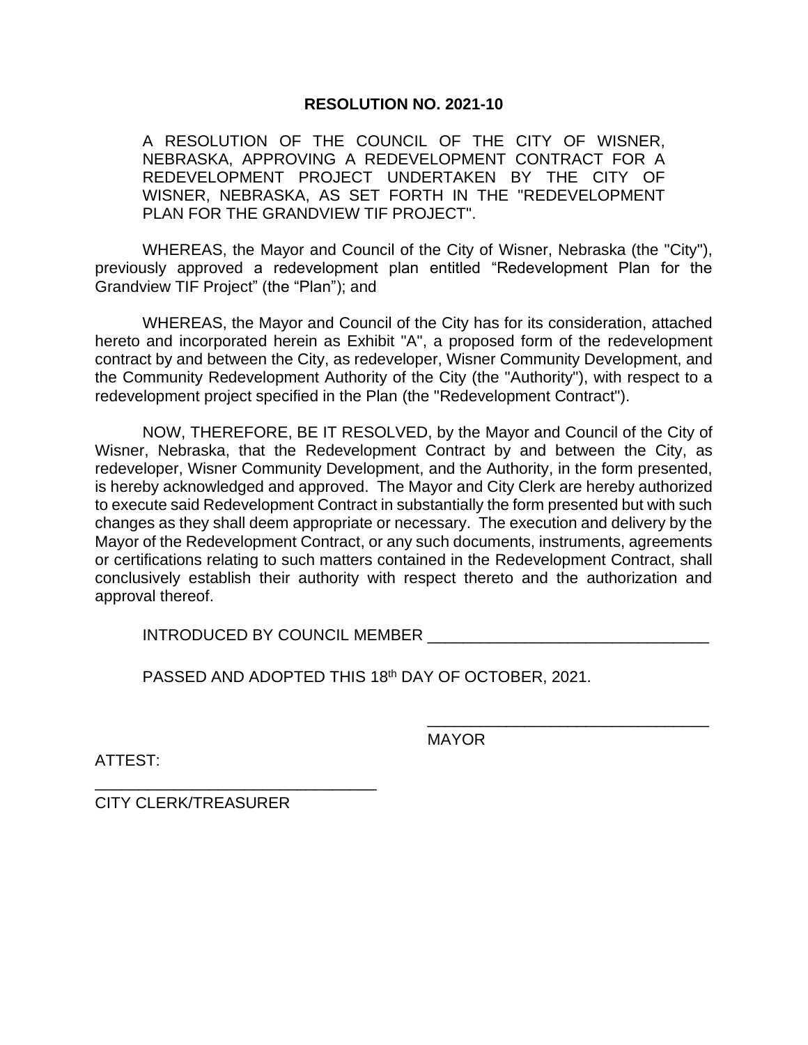**RESOLUTION NO. 2021-10**

A RESOLUTION OF THE COUNCIL OF THE CITY OF WISNER, NEBRASKA, APPROVING A REDEVELOPMENT CONTRACT FOR A REDEVELOPMENT PROJECT UNDERTAKEN BY THE CITY OF WISNER, NEBRASKA, AS SET FORTH IN THE "REDEVELOPMENT PLAN FOR THE GRANDVIEW TIF PROJECT".

WHEREAS, the Mayor and Council of the City of Wisner, Nebraska (the "City"), previously approved a redevelopment plan entitled "Redevelopment Plan for the Grandview TIF Project" (the "Plan"); and

WHEREAS, the Mayor and Council of the City has for its consideration, attached hereto and incorporated herein as Exhibit "A", a proposed form of the redevelopment contract by and between the City, as redeveloper, Wisner Community Development, and the Community Redevelopment Authority of the City (the "Authority"), with respect to a redevelopment project specified in the Plan (the "Redevelopment Contract").

NOW, THEREFORE, BE IT RESOLVED, by the Mayor and Council of the City of Wisner, Nebraska, that the Redevelopment Contract by and between the City, as redeveloper, Wisner Community Development, and the Authority, in the form presented, is hereby acknowledged and approved. The Mayor and City Clerk are hereby authorized to execute said Redevelopment Contract in substantially the form presented but with such changes as they shall deem appropriate or necessary. The execution and delivery by the Mayor of the Redevelopment Contract, or any such documents, instruments, agreements or certifications relating to such matters contained in the Redevelopment Contract, shall conclusively establish their authority with respect thereto and the authorization and approval thereof.

INTRODUCED BY COUNCIL MEMBER ________________________________

PASSED AND ADOPTED THIS 18th DAY OF OCTOBER, 2021.

________________________________
MAYOR

ATTEST:

________________________________
CITY CLERK/TREASURER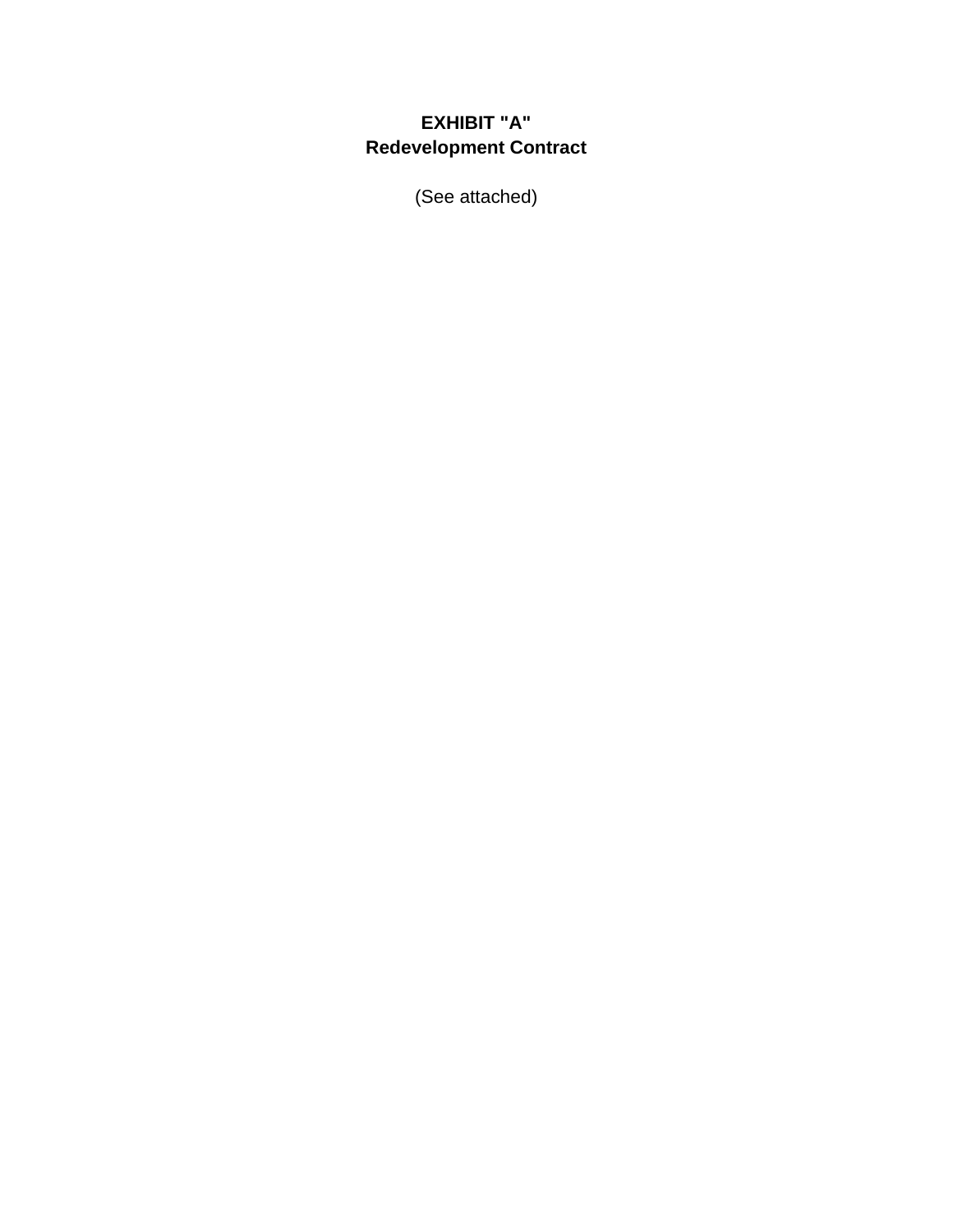**EXHIBIT "A"**
**Redevelopment Contract**

(See attached)